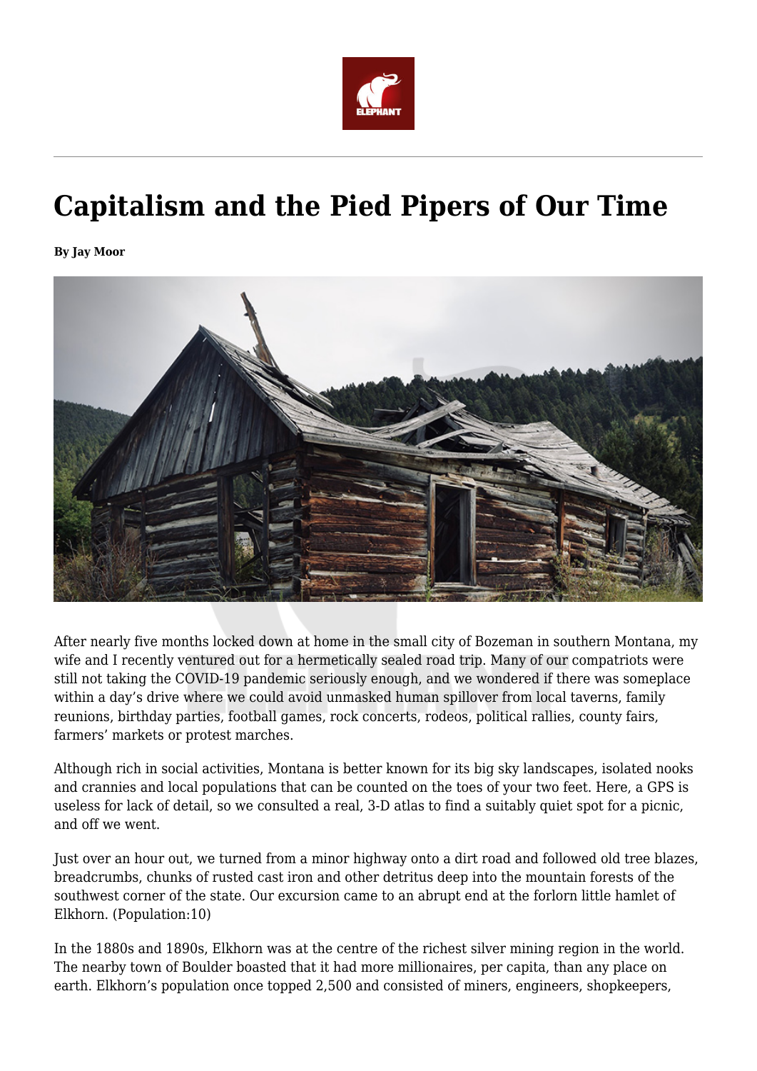# Capitalism and the Pied Pipers of Our Time

**By Jay Moor**

After nearly five months locked down at home in the small city of Bozeman in southern Montana, my wife and I recently ventured out for a hermetically sealed road trip. Many of our compatriots were still not taking the COVID-19 pandemic seriously enough, and we wondered if there was someplace within a day's drive where we could avoid unmasked human spillover from local taverns, family reunions, birthday parties, football games, rock concerts, rodeos, political rallies, county fairs, farmers' markets or protest marches.

Although rich in social activities, Montana is better known for its big sky landscapes, isolated nooks and crannies and local populations that can be counted on the toes of your two feet. Here, a GPS is useless for lack of detail, so we consulted a real, 3-D atlas to find a suitably quiet spot for a picnic, and off we went.

Just over an hour out, we turned from a minor highway onto a dirt road and followed old tree blazes, breadcrumbs, chunks of rusted cast iron and other detritus deep into the mountain forests of the southwest corner of the state. Our excursion came to an abrupt end at the forlorn little hamlet of Elkhorn. (Population:10)

In the 1880s and 1890s, Elkhorn was at the centre of the richest silver mining region in the world. The nearby town of Boulder boasted that it had more millionaires, per capita, than any place on earth. Elkhorn's population once topped 2,500 and consisted of miners, engineers, shopkeepers,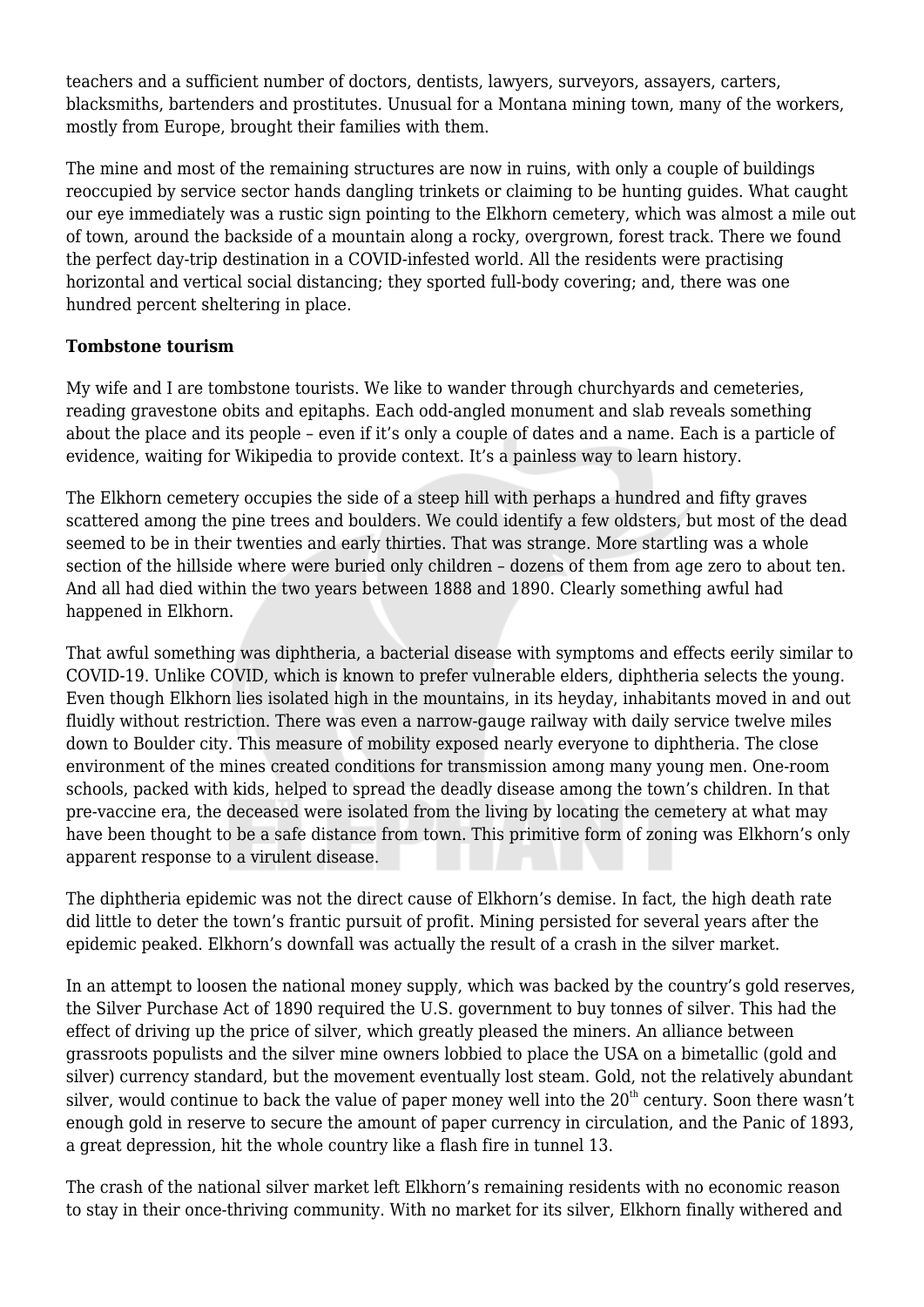teachers and a sufficient number of doctors, dentists, lawyers, surveyors, assayers, carters, blacksmiths, bartenders and prostitutes. Unusual for a Montana mining town, many of the workers, mostly from Europe, brought their families with them.

The mine and most of the remaining structures are now in ruins, with only a couple of buildings reoccupied by service sector hands dangling trinkets or claiming to be hunting guides. What caught our eye immediately was a rustic sign pointing to the Elkhorn cemetery, which was almost a mile out of town, around the backside of a mountain along a rocky, overgrown, forest track. There we found the perfect day-trip destination in a COVID-infested world. All the residents were practising horizontal and vertical social distancing; they sported full-body covering; and, there was one hundred percent sheltering in place.

**Tombstone tourism**

My wife and I are tombstone tourists. We like to wander through churchyards and cemeteries, reading gravestone obits and epitaphs. Each odd-angled monument and slab reveals something about the place and its people – even if it's only a couple of dates and a name. Each is a particle of evidence, waiting for Wikipedia to provide context. It's a painless way to learn history.

The Elkhorn cemetery occupies the side of a steep hill with perhaps a hundred and fifty graves scattered among the pine trees and boulders. We could identify a few oldsters, but most of the dead seemed to be in their twenties and early thirties. That was strange. More startling was a whole section of the hillside where were buried only children – dozens of them from age zero to about ten. And all had died within the two years between 1888 and 1890. Clearly something awful had happened in Elkhorn.

That awful something was diphtheria, a bacterial disease with symptoms and effects eerily similar to COVID-19. Unlike COVID, which is known to prefer vulnerable elders, diphtheria selects the young. Even though Elkhorn lies isolated high in the mountains, in its heyday, inhabitants moved in and out fluidly without restriction. There was even a narrow-gauge railway with daily service twelve miles down to Boulder city. This measure of mobility exposed nearly everyone to diphtheria. The close environment of the mines created conditions for transmission among many young men. One-room schools, packed with kids, helped to spread the deadly disease among the town's children. In that pre-vaccine era, the deceased were isolated from the living by locating the cemetery at what may have been thought to be a safe distance from town. This primitive form of zoning was Elkhorn's only apparent response to a virulent disease.

The diphtheria epidemic was not the direct cause of Elkhorn's demise. In fact, the high death rate did little to deter the town's frantic pursuit of profit. Mining persisted for several years after the epidemic peaked. Elkhorn's downfall was actually the result of a crash in the silver market.

In an attempt to loosen the national money supply, which was backed by the country's gold reserves, the Silver Purchase Act of 1890 required the U.S. government to buy tonnes of silver. This had the effect of driving up the price of silver, which greatly pleased the miners. An alliance between grassroots populists and the silver mine owners lobbied to place the USA on a bimetallic (gold and silver) currency standard, but the movement eventually lost steam. Gold, not the relatively abundant silver, would continue to back the value of paper money well into the 20th century. Soon there wasn't enough gold in reserve to secure the amount of paper currency in circulation, and the Panic of 1893, a great depression, hit the whole country like a flash fire in tunnel 13.

The crash of the national silver market left Elkhorn's remaining residents with no economic reason to stay in their once-thriving community. With no market for its silver, Elkhorn finally withered and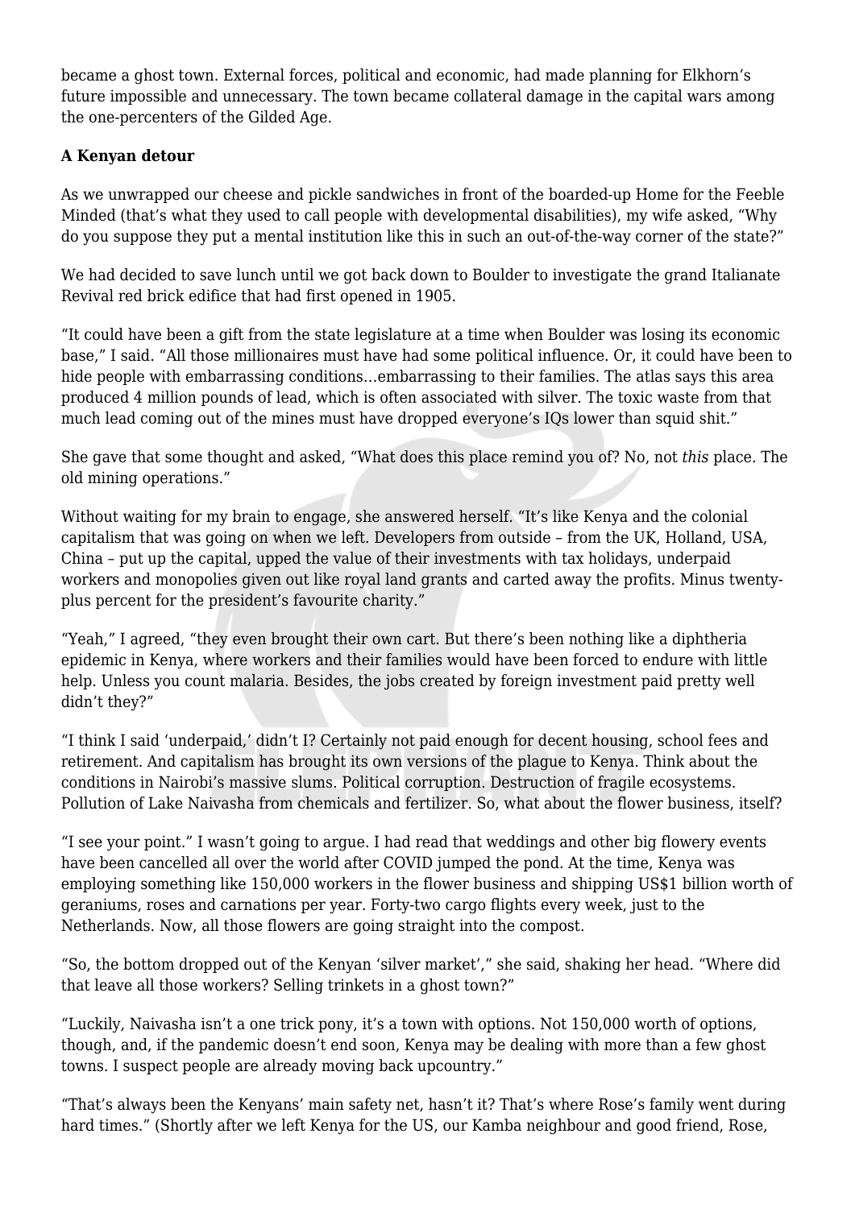became a ghost town. External forces, political and economic, had made planning for Elkhorn's future impossible and unnecessary. The town became collateral damage in the capital wars among the one-percenters of the Gilded Age.

**A Kenyan detour**

As we unwrapped our cheese and pickle sandwiches in front of the boarded-up Home for the Feeble Minded (that's what they used to call people with developmental disabilities), my wife asked, "Why do you suppose they put a mental institution like this in such an out-of-the-way corner of the state?"

We had decided to save lunch until we got back down to Boulder to investigate the grand Italianate Revival red brick edifice that had first opened in 1905.

"It could have been a gift from the state legislature at a time when Boulder was losing its economic base," I said. "All those millionaires must have had some political influence. Or, it could have been to hide people with embarrassing conditions…embarrassing to their families. The atlas says this area produced 4 million pounds of lead, which is often associated with silver. The toxic waste from that much lead coming out of the mines must have dropped everyone's IQs lower than squid shit."

She gave that some thought and asked, "What does this place remind you of? No, not *this* place. The old mining operations."

Without waiting for my brain to engage, she answered herself. "It's like Kenya and the colonial capitalism that was going on when we left. Developers from outside – from the UK, Holland, USA, China – put up the capital, upped the value of their investments with tax holidays, underpaid workers and monopolies given out like royal land grants and carted away the profits. Minus twenty-plus percent for the president's favourite charity."

"Yeah," I agreed, "they even brought their own cart. But there's been nothing like a diphtheria epidemic in Kenya, where workers and their families would have been forced to endure with little help. Unless you count malaria. Besides, the jobs created by foreign investment paid pretty well didn't they?"

"I think I said 'underpaid,' didn't I? Certainly not paid enough for decent housing, school fees and retirement. And capitalism has brought its own versions of the plague to Kenya. Think about the conditions in Nairobi's massive slums. Political corruption. Destruction of fragile ecosystems. Pollution of Lake Naivasha from chemicals and fertilizer. So, what about the flower business, itself?

"I see your point." I wasn't going to argue. I had read that weddings and other big flowery events have been cancelled all over the world after COVID jumped the pond. At the time, Kenya was employing something like 150,000 workers in the flower business and shipping US$1 billion worth of geraniums, roses and carnations per year. Forty-two cargo flights every week, just to the Netherlands. Now, all those flowers are going straight into the compost.

"So, the bottom dropped out of the Kenyan 'silver market'," she said, shaking her head. "Where did that leave all those workers? Selling trinkets in a ghost town?"

"Luckily, Naivasha isn't a one trick pony, it's a town with options. Not 150,000 worth of options, though, and, if the pandemic doesn't end soon, Kenya may be dealing with more than a few ghost towns. I suspect people are already moving back upcountry."

"That's always been the Kenyans' main safety net, hasn't it? That's where Rose's family went during hard times." (Shortly after we left Kenya for the US, our Kamba neighbour and good friend, Rose,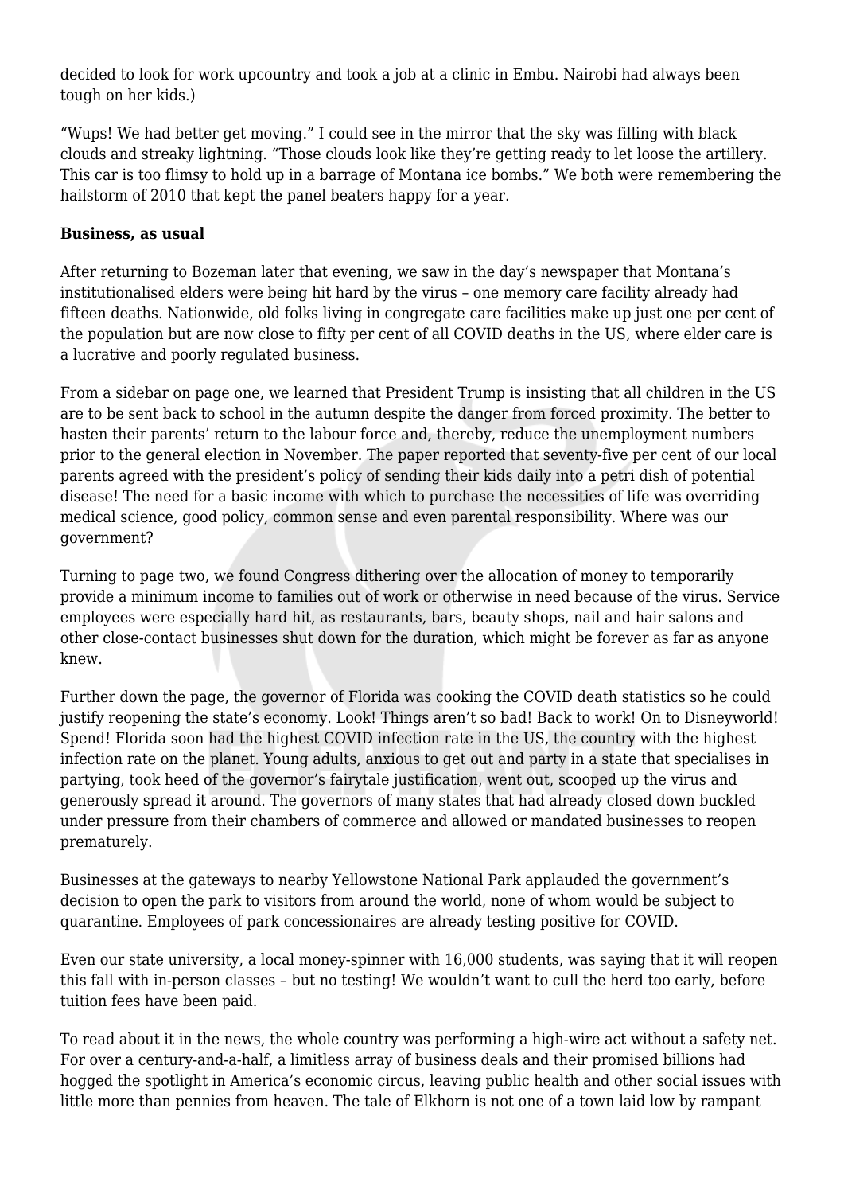decided to look for work upcountry and took a job at a clinic in Embu. Nairobi had always been tough on her kids.)

"Wups! We had better get moving." I could see in the mirror that the sky was filling with black clouds and streaky lightning. "Those clouds look like they're getting ready to let loose the artillery. This car is too flimsy to hold up in a barrage of Montana ice bombs." We both were remembering the hailstorm of 2010 that kept the panel beaters happy for a year.

**Business, as usual**

After returning to Bozeman later that evening, we saw in the day's newspaper that Montana's institutionalised elders were being hit hard by the virus – one memory care facility already had fifteen deaths. Nationwide, old folks living in congregate care facilities make up just one per cent of the population but are now close to fifty per cent of all COVID deaths in the US, where elder care is a lucrative and poorly regulated business.

From a sidebar on page one, we learned that President Trump is insisting that all children in the US are to be sent back to school in the autumn despite the danger from forced proximity. The better to hasten their parents' return to the labour force and, thereby, reduce the unemployment numbers prior to the general election in November. The paper reported that seventy-five per cent of our local parents agreed with the president's policy of sending their kids daily into a petri dish of potential disease! The need for a basic income with which to purchase the necessities of life was overriding medical science, good policy, common sense and even parental responsibility. Where was our government?

Turning to page two, we found Congress dithering over the allocation of money to temporarily provide a minimum income to families out of work or otherwise in need because of the virus. Service employees were especially hard hit, as restaurants, bars, beauty shops, nail and hair salons and other close-contact businesses shut down for the duration, which might be forever as far as anyone knew.

Further down the page, the governor of Florida was cooking the COVID death statistics so he could justify reopening the state's economy. Look! Things aren't so bad! Back to work! On to Disneyworld! Spend! Florida soon had the highest COVID infection rate in the US, the country with the highest infection rate on the planet. Young adults, anxious to get out and party in a state that specialises in partying, took heed of the governor's fairytale justification, went out, scooped up the virus and generously spread it around. The governors of many states that had already closed down buckled under pressure from their chambers of commerce and allowed or mandated businesses to reopen prematurely.

Businesses at the gateways to nearby Yellowstone National Park applauded the government's decision to open the park to visitors from around the world, none of whom would be subject to quarantine. Employees of park concessionaires are already testing positive for COVID.

Even our state university, a local money-spinner with 16,000 students, was saying that it will reopen this fall with in-person classes – but no testing! We wouldn't want to cull the herd too early, before tuition fees have been paid.

To read about it in the news, the whole country was performing a high-wire act without a safety net. For over a century-and-a-half, a limitless array of business deals and their promised billions had hogged the spotlight in America's economic circus, leaving public health and other social issues with little more than pennies from heaven. The tale of Elkhorn is not one of a town laid low by rampant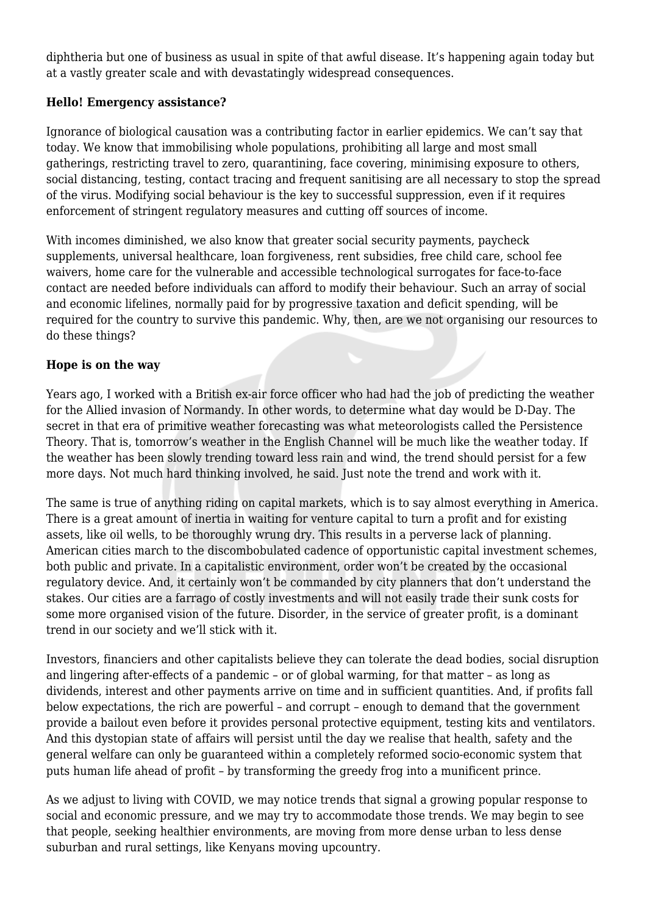diphtheria but one of business as usual in spite of that awful disease. It's happening again today but at a vastly greater scale and with devastatingly widespread consequences.

**Hello! Emergency assistance?**

Ignorance of biological causation was a contributing factor in earlier epidemics. We can't say that today. We know that immobilising whole populations, prohibiting all large and most small gatherings, restricting travel to zero, quarantining, face covering, minimising exposure to others, social distancing, testing, contact tracing and frequent sanitising are all necessary to stop the spread of the virus. Modifying social behaviour is the key to successful suppression, even if it requires enforcement of stringent regulatory measures and cutting off sources of income.

With incomes diminished, we also know that greater social security payments, paycheck supplements, universal healthcare, loan forgiveness, rent subsidies, free child care, school fee waivers, home care for the vulnerable and accessible technological surrogates for face-to-face contact are needed before individuals can afford to modify their behaviour. Such an array of social and economic lifelines, normally paid for by progressive taxation and deficit spending, will be required for the country to survive this pandemic. Why, then, are we not organising our resources to do these things?

**Hope is on the way**

Years ago, I worked with a British ex-air force officer who had had the job of predicting the weather for the Allied invasion of Normandy. In other words, to determine what day would be D-Day. The secret in that era of primitive weather forecasting was what meteorologists called the Persistence Theory. That is, tomorrow's weather in the English Channel will be much like the weather today. If the weather has been slowly trending toward less rain and wind, the trend should persist for a few more days. Not much hard thinking involved, he said. Just note the trend and work with it.

The same is true of anything riding on capital markets, which is to say almost everything in America. There is a great amount of inertia in waiting for venture capital to turn a profit and for existing assets, like oil wells, to be thoroughly wrung dry. This results in a perverse lack of planning. American cities march to the discombobulated cadence of opportunistic capital investment schemes, both public and private. In a capitalistic environment, order won't be created by the occasional regulatory device. And, it certainly won't be commanded by city planners that don't understand the stakes. Our cities are a farrago of costly investments and will not easily trade their sunk costs for some more organised vision of the future. Disorder, in the service of greater profit, is a dominant trend in our society and we'll stick with it.

Investors, financiers and other capitalists believe they can tolerate the dead bodies, social disruption and lingering after-effects of a pandemic – or of global warming, for that matter – as long as dividends, interest and other payments arrive on time and in sufficient quantities. And, if profits fall below expectations, the rich are powerful – and corrupt – enough to demand that the government provide a bailout even before it provides personal protective equipment, testing kits and ventilators. And this dystopian state of affairs will persist until the day we realise that health, safety and the general welfare can only be guaranteed within a completely reformed socio-economic system that puts human life ahead of profit – by transforming the greedy frog into a munificent prince.

As we adjust to living with COVID, we may notice trends that signal a growing popular response to social and economic pressure, and we may try to accommodate those trends. We may begin to see that people, seeking healthier environments, are moving from more dense urban to less dense suburban and rural settings, like Kenyans moving upcountry.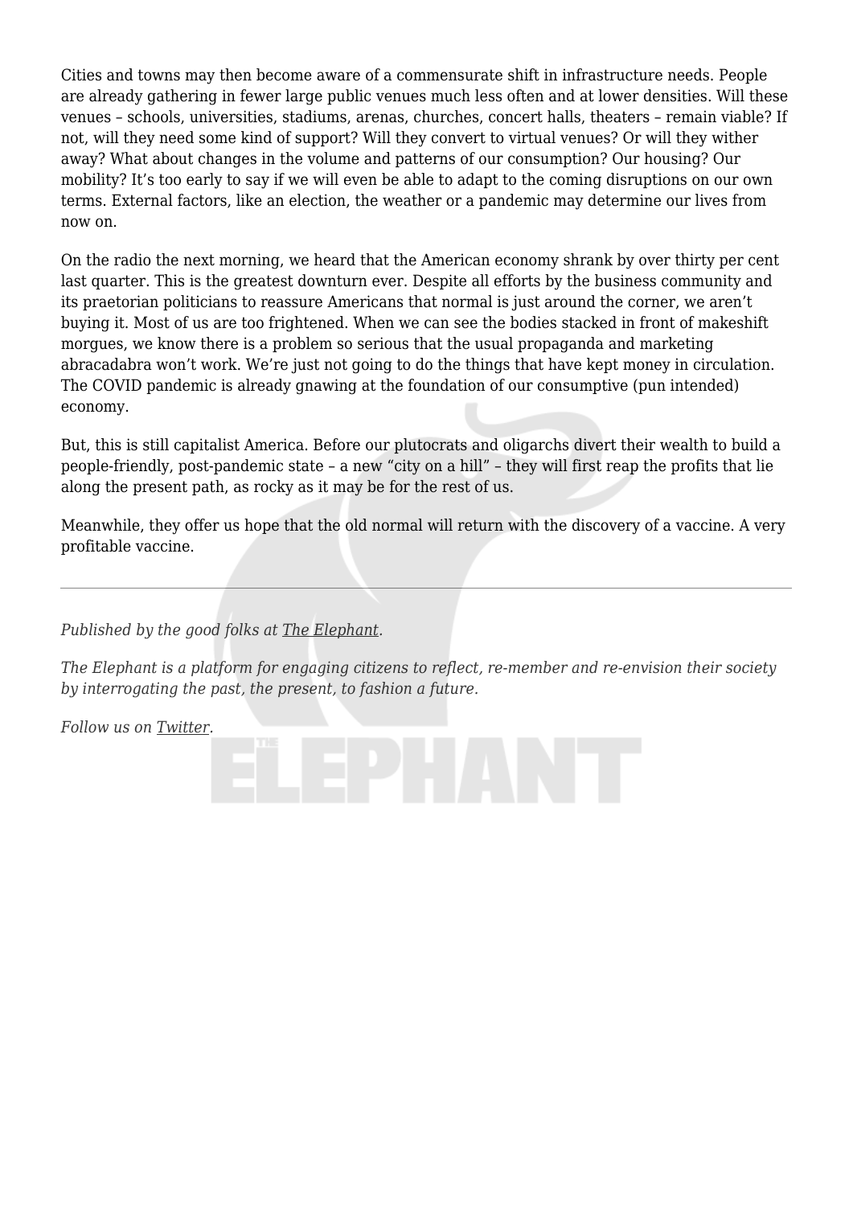Cities and towns may then become aware of a commensurate shift in infrastructure needs. People are already gathering in fewer large public venues much less often and at lower densities. Will these venues – schools, universities, stadiums, arenas, churches, concert halls, theaters – remain viable? If not, will they need some kind of support? Will they convert to virtual venues? Or will they wither away? What about changes in the volume and patterns of our consumption? Our housing? Our mobility? It's too early to say if we will even be able to adapt to the coming disruptions on our own terms. External factors, like an election, the weather or a pandemic may determine our lives from now on.

On the radio the next morning, we heard that the American economy shrank by over thirty per cent last quarter. This is the greatest downturn ever. Despite all efforts by the business community and its praetorian politicians to reassure Americans that normal is just around the corner, we aren't buying it. Most of us are too frightened. When we can see the bodies stacked in front of makeshift morgues, we know there is a problem so serious that the usual propaganda and marketing abracadabra won't work. We're just not going to do the things that have kept money in circulation. The COVID pandemic is already gnawing at the foundation of our consumptive (pun intended) economy.

But, this is still capitalist America. Before our plutocrats and oligarchs divert their wealth to build a people-friendly, post-pandemic state – a new "city on a hill" – they will first reap the profits that lie along the present path, as rocky as it may be for the rest of us.

Meanwhile, they offer us hope that the old normal will return with the discovery of a vaccine. A very profitable vaccine.

---

*Published by the good folks at The Elephant.*

*The Elephant is a platform for engaging citizens to reflect, re-member and re-envision their society by interrogating the past, the present, to fashion a future.*

*Follow us on Twitter.*